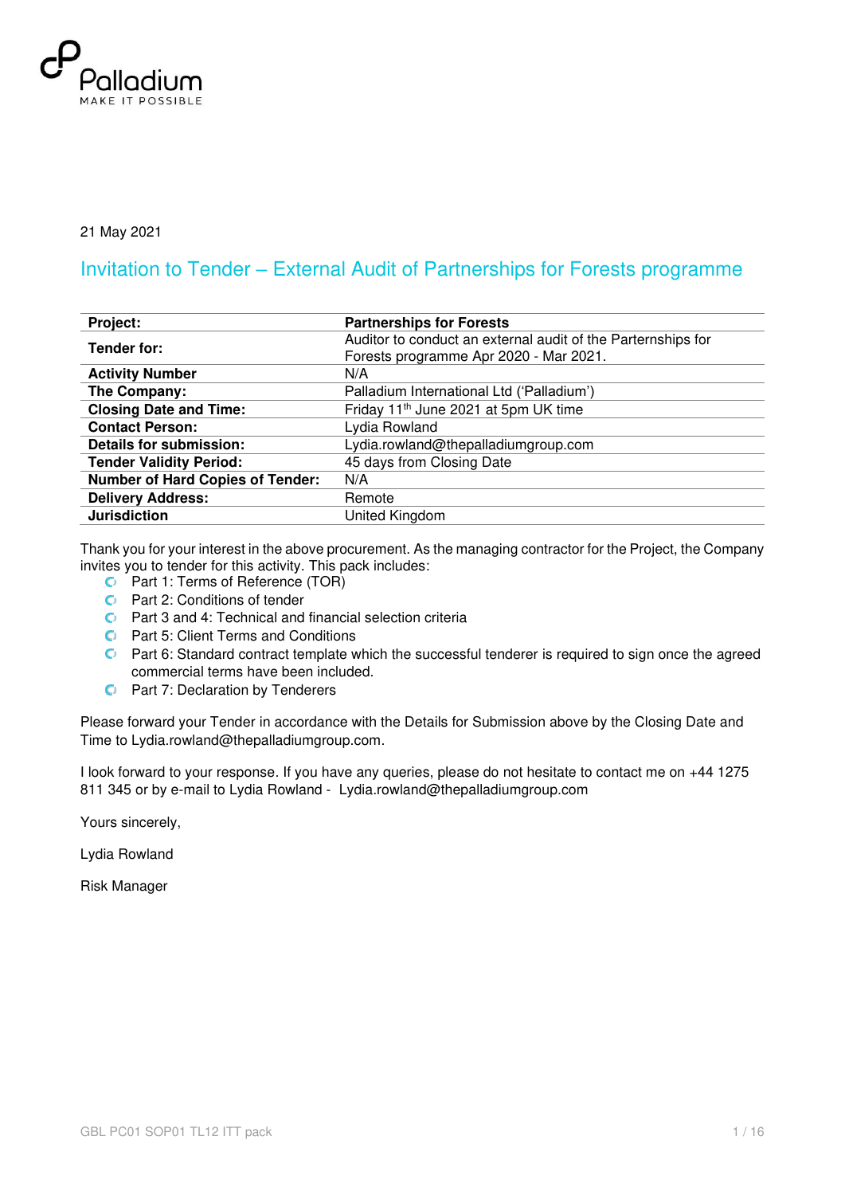Palladium
MAKE IT POSSIBLE

21 May 2021

# Invitation to Tender – External Audit of Partnerships for Forests programme

| | |
|---|---|
| **Project:** | **Partnerships for Forests** |
| **Tender for:** | Auditor to conduct an external audit of the Parternships for Forests programme Apr 2020 - Mar 2021. |
| **Activity Number** | N/A |
| **The Company:** | Palladium International Ltd ('Palladium') |
| **Closing Date and Time:** | Friday 11th June 2021 at 5pm UK time |
| **Contact Person:** | Lydia Rowland |
| **Details for submission:** | Lydia.rowland@thepalladiumgroup.com |
| **Tender Validity Period:** | 45 days from Closing Date |
| **Number of Hard Copies of Tender:** | N/A |
| **Delivery Address:** | Remote |
| **Jurisdiction** | United Kingdom |

Thank you for your interest in the above procurement. As the managing contractor for the Project, the Company invites you to tender for this activity. This pack includes:

- Part 1: Terms of Reference (TOR)
- Part 2: Conditions of tender
- Part 3 and 4: Technical and financial selection criteria
- Part 5: Client Terms and Conditions
- Part 6: Standard contract template which the successful tenderer is required to sign once the agreed commercial terms have been included.
- Part 7: Declaration by Tenderers

Please forward your Tender in accordance with the Details for Submission above by the Closing Date and Time to Lydia.rowland@thepalladiumgroup.com.

I look forward to your response. If you have any queries, please do not hesitate to contact me on +44 1275 811 345 or by e-mail to Lydia Rowland - Lydia.rowland@thepalladiumgroup.com

Yours sincerely,

Lydia Rowland

Risk Manager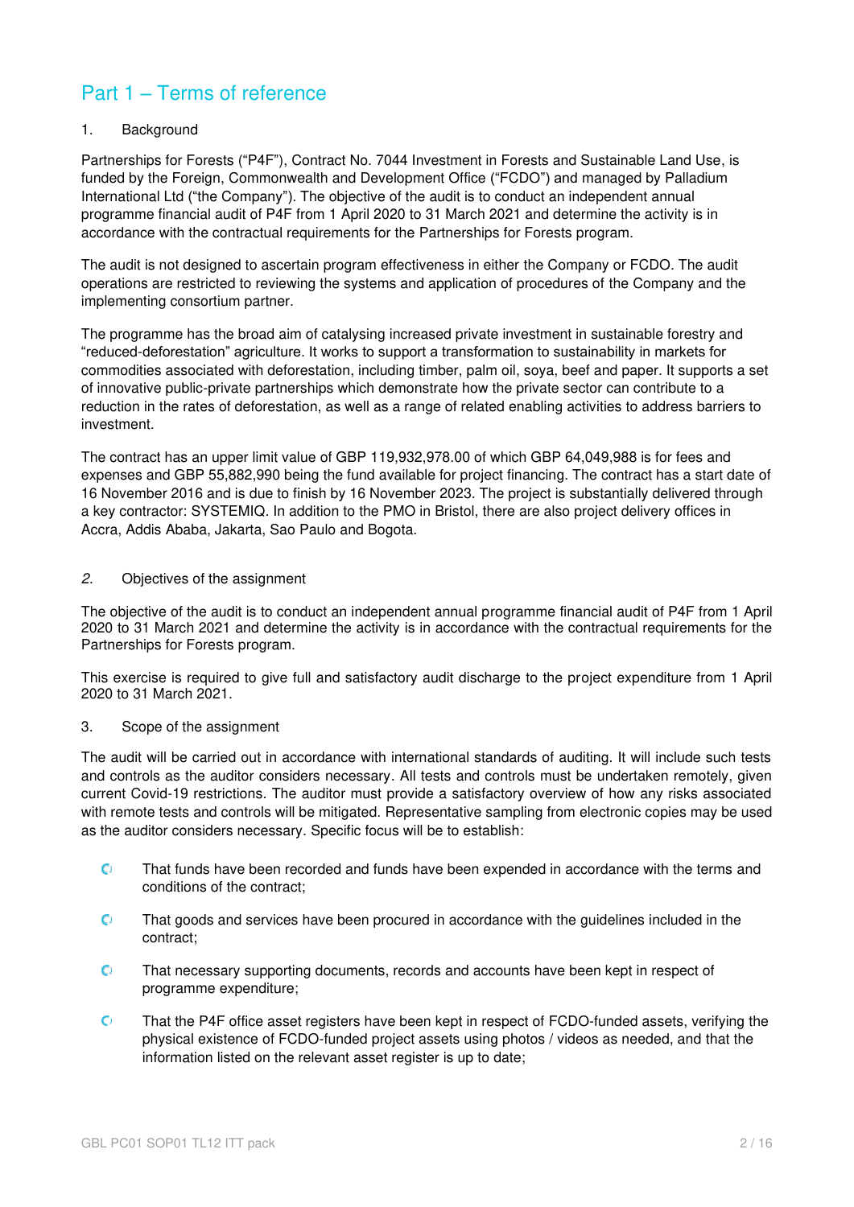# Part 1 – Terms of reference

1. Background

Partnerships for Forests ("P4F"), Contract No. 7044 Investment in Forests and Sustainable Land Use, is funded by the Foreign, Commonwealth and Development Office ("FCDO") and managed by Palladium International Ltd ("the Company"). The objective of the audit is to conduct an independent annual programme financial audit of P4F from 1 April 2020 to 31 March 2021 and determine the activity is in accordance with the contractual requirements for the Partnerships for Forests program.

The audit is not designed to ascertain program effectiveness in either the Company or FCDO. The audit operations are restricted to reviewing the systems and application of procedures of the Company and the implementing consortium partner.

The programme has the broad aim of catalysing increased private investment in sustainable forestry and "reduced-deforestation" agriculture. It works to support a transformation to sustainability in markets for commodities associated with deforestation, including timber, palm oil, soya, beef and paper. It supports a set of innovative public-private partnerships which demonstrate how the private sector can contribute to a reduction in the rates of deforestation, as well as a range of related enabling activities to address barriers to investment.

The contract has an upper limit value of GBP 119,932,978.00 of which GBP 64,049,988 is for fees and expenses and GBP 55,882,990 being the fund available for project financing. The contract has a start date of 16 November 2016 and is due to finish by 16 November 2023. The project is substantially delivered through a key contractor: SYSTEMIQ. In addition to the PMO in Bristol, there are also project delivery offices in Accra, Addis Ababa, Jakarta, Sao Paulo and Bogota.

*2.* Objectives of the assignment

The objective of the audit is to conduct an independent annual programme financial audit of P4F from 1 April 2020 to 31 March 2021 and determine the activity is in accordance with the contractual requirements for the Partnerships for Forests program.

This exercise is required to give full and satisfactory audit discharge to the project expenditure from 1 April 2020 to 31 March 2021.

3. Scope of the assignment

The audit will be carried out in accordance with international standards of auditing. It will include such tests and controls as the auditor considers necessary. All tests and controls must be undertaken remotely, given current Covid-19 restrictions. The auditor must provide a satisfactory overview of how any risks associated with remote tests and controls will be mitigated. Representative sampling from electronic copies may be used as the auditor considers necessary. Specific focus will be to establish:

- That funds have been recorded and funds have been expended in accordance with the terms and conditions of the contract;
- That goods and services have been procured in accordance with the guidelines included in the contract;
- That necessary supporting documents, records and accounts have been kept in respect of programme expenditure;
- That the P4F office asset registers have been kept in respect of FCDO-funded assets, verifying the physical existence of FCDO-funded project assets using photos / videos as needed, and that the information listed on the relevant asset register is up to date;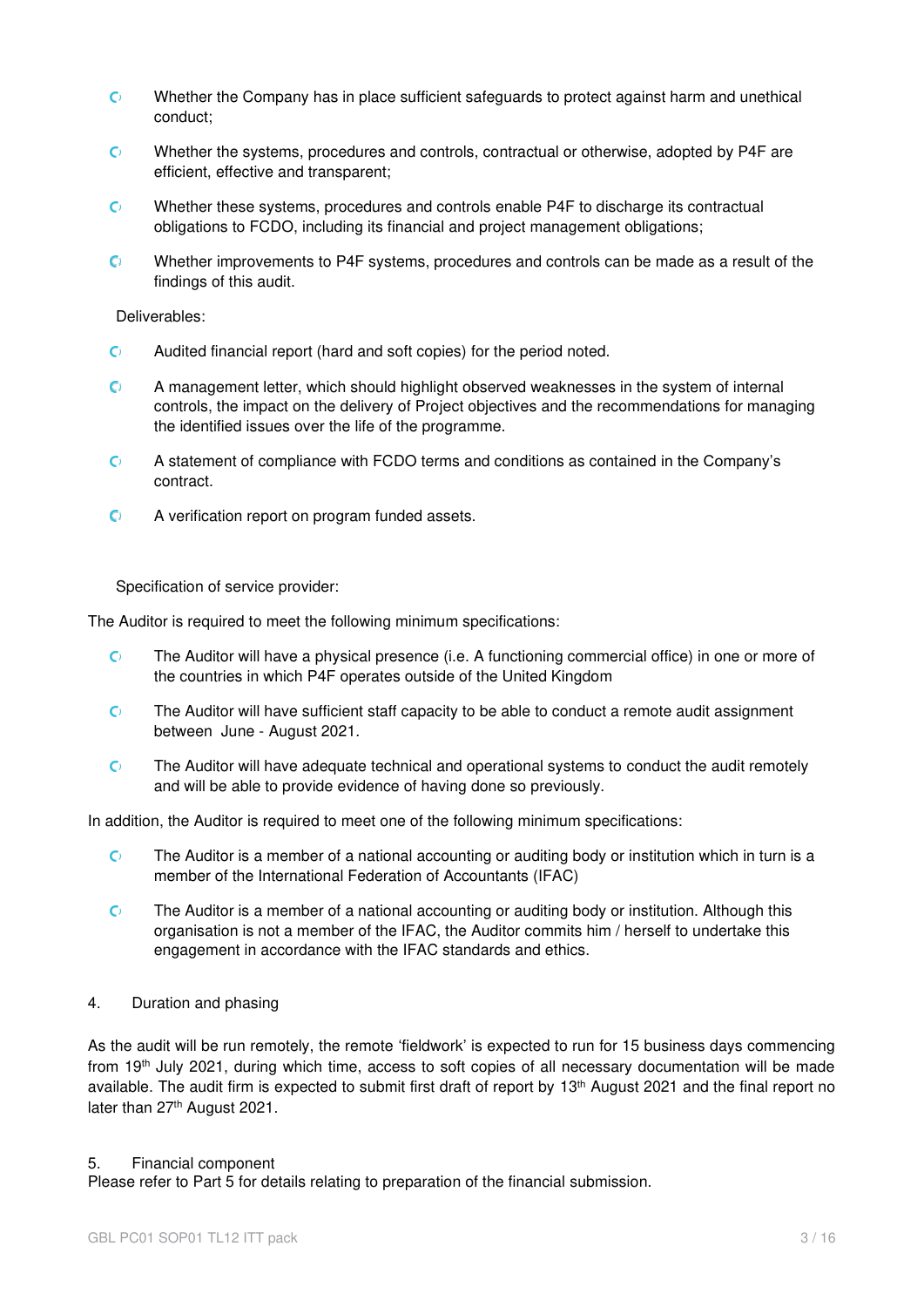- Whether the Company has in place sufficient safeguards to protect against harm and unethical conduct;
- Whether the systems, procedures and controls, contractual or otherwise, adopted by P4F are efficient, effective and transparent;
- Whether these systems, procedures and controls enable P4F to discharge its contractual obligations to FCDO, including its financial and project management obligations;
- Whether improvements to P4F systems, procedures and controls can be made as a result of the findings of this audit.

Deliverables:

- Audited financial report (hard and soft copies) for the period noted.
- A management letter, which should highlight observed weaknesses in the system of internal controls, the impact on the delivery of Project objectives and the recommendations for managing the identified issues over the life of the programme.
- A statement of compliance with FCDO terms and conditions as contained in the Company's contract.
- A verification report on program funded assets.

Specification of service provider:

The Auditor is required to meet the following minimum specifications:

- The Auditor will have a physical presence (i.e. A functioning commercial office) in one or more of the countries in which P4F operates outside of the United Kingdom
- The Auditor will have sufficient staff capacity to be able to conduct a remote audit assignment between June - August 2021.
- The Auditor will have adequate technical and operational systems to conduct the audit remotely and will be able to provide evidence of having done so previously.

In addition, the Auditor is required to meet one of the following minimum specifications:

- The Auditor is a member of a national accounting or auditing body or institution which in turn is a member of the International Federation of Accountants (IFAC)
- The Auditor is a member of a national accounting or auditing body or institution. Although this organisation is not a member of the IFAC, the Auditor commits him / herself to undertake this engagement in accordance with the IFAC standards and ethics.

## 4. Duration and phasing

As the audit will be run remotely, the remote 'fieldwork' is expected to run for 15 business days commencing from 19th July 2021, during which time, access to soft copies of all necessary documentation will be made available. The audit firm is expected to submit first draft of report by 13th August 2021 and the final report no later than 27th August 2021.

## 5. Financial component

Please refer to Part 5 for details relating to preparation of the financial submission.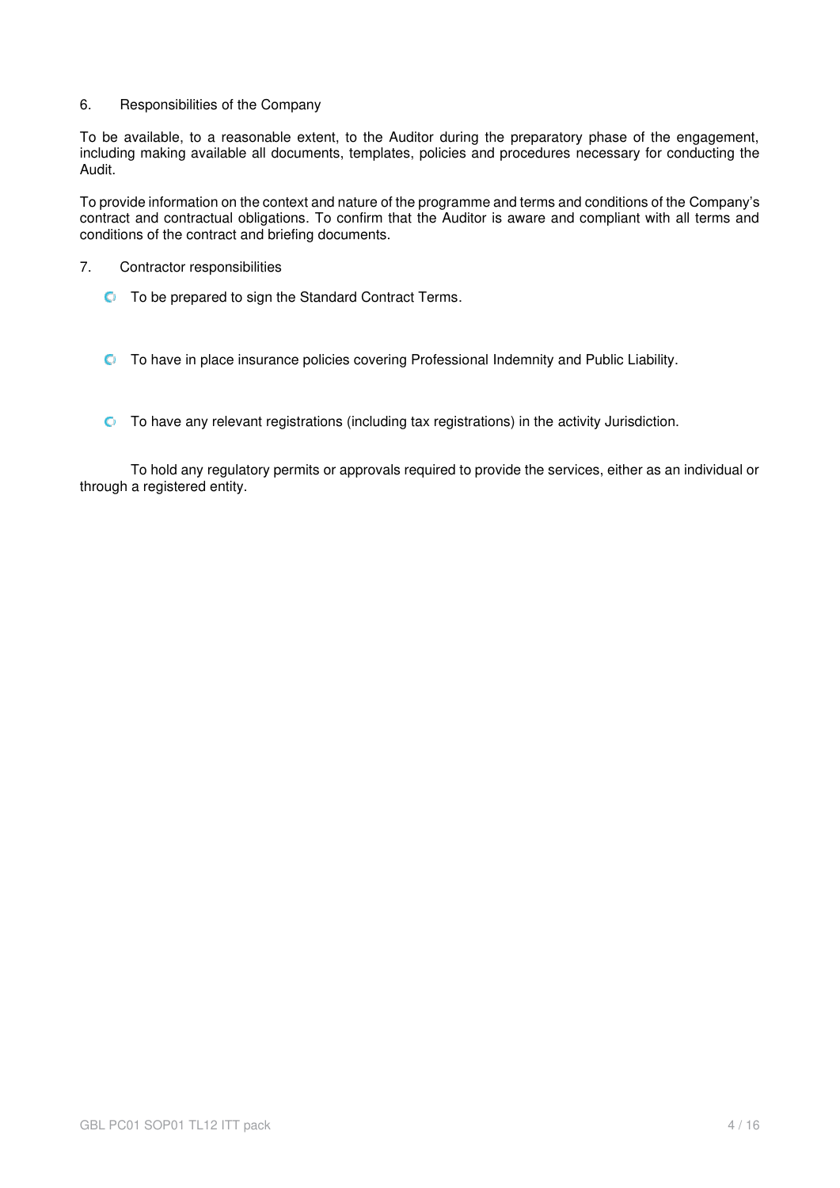6. Responsibilities of the Company

To be available, to a reasonable extent, to the Auditor during the preparatory phase of the engagement, including making available all documents, templates, policies and procedures necessary for conducting the Audit.

To provide information on the context and nature of the programme and terms and conditions of the Company's contract and contractual obligations. To confirm that the Auditor is aware and compliant with all terms and conditions of the contract and briefing documents.

7. Contractor responsibilities

- To be prepared to sign the Standard Contract Terms.
- To have in place insurance policies covering Professional Indemnity and Public Liability.
- To have any relevant registrations (including tax registrations) in the activity Jurisdiction.

To hold any regulatory permits or approvals required to provide the services, either as an individual or through a registered entity.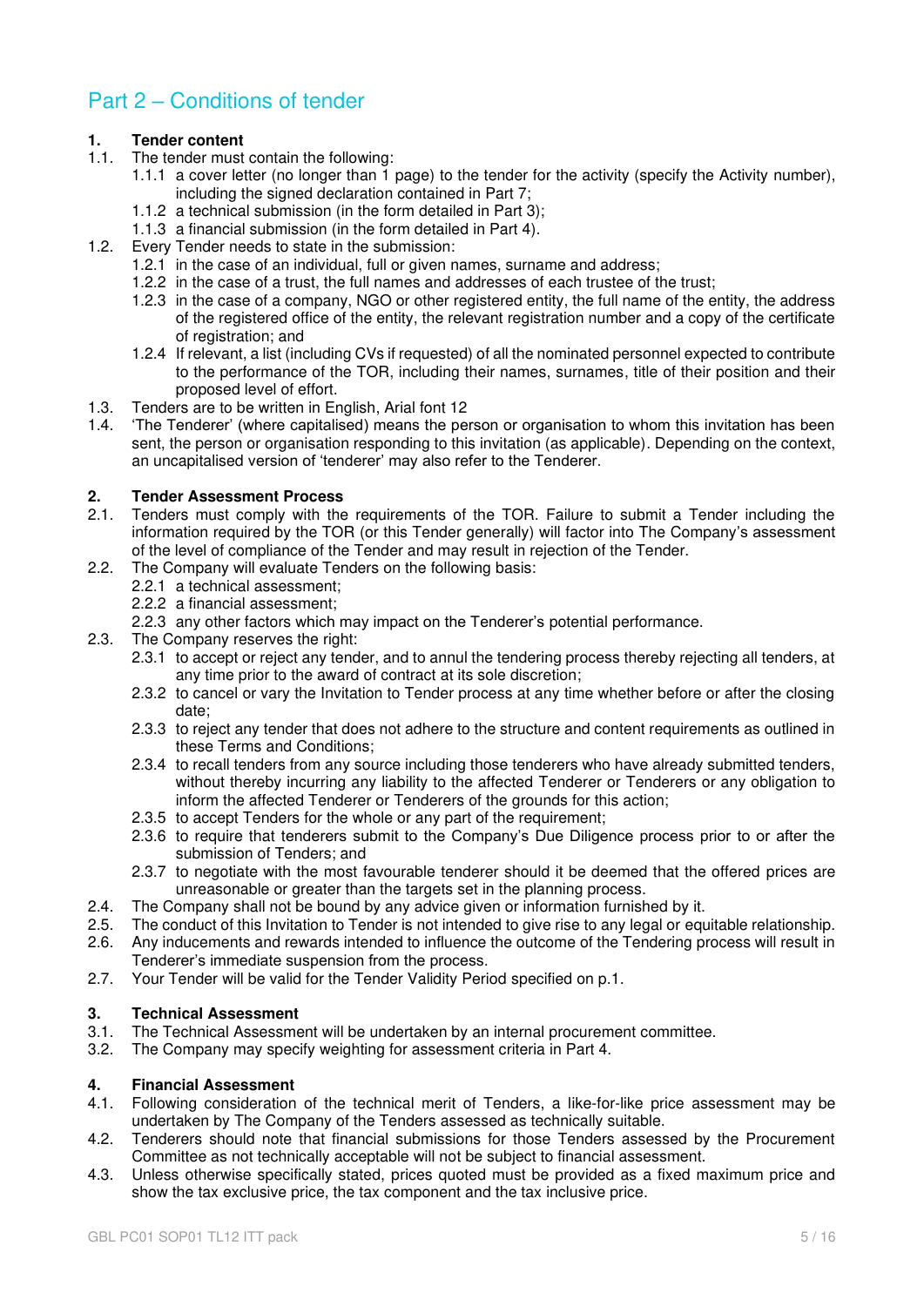# Part 2 – Conditions of tender

**1. Tender content**

1.1. The tender must contain the following:

- 1.1.1 a cover letter (no longer than 1 page) to the tender for the activity (specify the Activity number), including the signed declaration contained in Part 7;
- 1.1.2 a technical submission (in the form detailed in Part 3);
- 1.1.3 a financial submission (in the form detailed in Part 4).

1.2. Every Tender needs to state in the submission:

- 1.2.1 in the case of an individual, full or given names, surname and address;
- 1.2.2 in the case of a trust, the full names and addresses of each trustee of the trust;
- 1.2.3 in the case of a company, NGO or other registered entity, the full name of the entity, the address of the registered office of the entity, the relevant registration number and a copy of the certificate of registration; and
- 1.2.4 If relevant, a list (including CVs if requested) of all the nominated personnel expected to contribute to the performance of the TOR, including their names, surnames, title of their position and their proposed level of effort.

1.3. Tenders are to be written in English, Arial font 12

1.4. 'The Tenderer' (where capitalised) means the person or organisation to whom this invitation has been sent, the person or organisation responding to this invitation (as applicable). Depending on the context, an uncapitalised version of 'tenderer' may also refer to the Tenderer.

**2. Tender Assessment Process**

2.1. Tenders must comply with the requirements of the TOR. Failure to submit a Tender including the information required by the TOR (or this Tender generally) will factor into The Company's assessment of the level of compliance of the Tender and may result in rejection of the Tender.

2.2. The Company will evaluate Tenders on the following basis:

- 2.2.1 a technical assessment;
- 2.2.2 a financial assessment;
- 2.2.3 any other factors which may impact on the Tenderer's potential performance.

2.3. The Company reserves the right:

- 2.3.1 to accept or reject any tender, and to annul the tendering process thereby rejecting all tenders, at any time prior to the award of contract at its sole discretion;
- 2.3.2 to cancel or vary the Invitation to Tender process at any time whether before or after the closing date;
- 2.3.3 to reject any tender that does not adhere to the structure and content requirements as outlined in these Terms and Conditions;
- 2.3.4 to recall tenders from any source including those tenderers who have already submitted tenders, without thereby incurring any liability to the affected Tenderer or Tenderers or any obligation to inform the affected Tenderer or Tenderers of the grounds for this action;
- 2.3.5 to accept Tenders for the whole or any part of the requirement;
- 2.3.6 to require that tenderers submit to the Company's Due Diligence process prior to or after the submission of Tenders; and
- 2.3.7 to negotiate with the most favourable tenderer should it be deemed that the offered prices are unreasonable or greater than the targets set in the planning process.

2.4. The Company shall not be bound by any advice given or information furnished by it.

2.5. The conduct of this Invitation to Tender is not intended to give rise to any legal or equitable relationship.

2.6. Any inducements and rewards intended to influence the outcome of the Tendering process will result in Tenderer's immediate suspension from the process.

2.7. Your Tender will be valid for the Tender Validity Period specified on p.1.

**3. Technical Assessment**

3.1. The Technical Assessment will be undertaken by an internal procurement committee.

3.2. The Company may specify weighting for assessment criteria in Part 4.

**4. Financial Assessment**

4.1. Following consideration of the technical merit of Tenders, a like-for-like price assessment may be undertaken by The Company of the Tenders assessed as technically suitable.

4.2. Tenderers should note that financial submissions for those Tenders assessed by the Procurement Committee as not technically acceptable will not be subject to financial assessment.

4.3. Unless otherwise specifically stated, prices quoted must be provided as a fixed maximum price and show the tax exclusive price, the tax component and the tax inclusive price.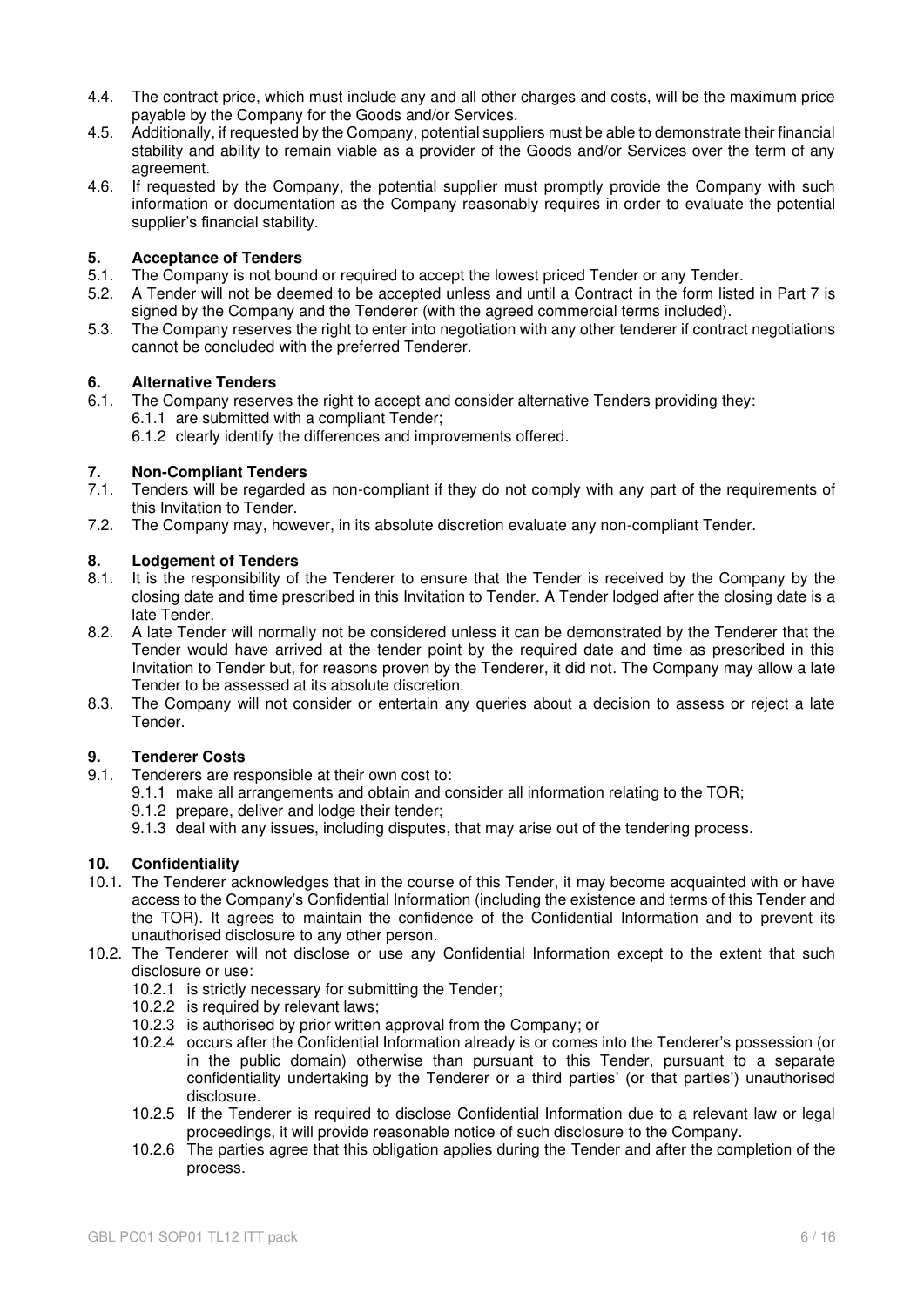4.4. The contract price, which must include any and all other charges and costs, will be the maximum price payable by the Company for the Goods and/or Services.

4.5. Additionally, if requested by the Company, potential suppliers must be able to demonstrate their financial stability and ability to remain viable as a provider of the Goods and/or Services over the term of any agreement.

4.6. If requested by the Company, the potential supplier must promptly provide the Company with such information or documentation as the Company reasonably requires in order to evaluate the potential supplier's financial stability.

## 5. Acceptance of Tenders

5.1. The Company is not bound or required to accept the lowest priced Tender or any Tender.

5.2. A Tender will not be deemed to be accepted unless and until a Contract in the form listed in Part 7 is signed by the Company and the Tenderer (with the agreed commercial terms included).

5.3. The Company reserves the right to enter into negotiation with any other tenderer if contract negotiations cannot be concluded with the preferred Tenderer.

## 6. Alternative Tenders

6.1. The Company reserves the right to accept and consider alternative Tenders providing they:

- 6.1.1 are submitted with a compliant Tender;
- 6.1.2 clearly identify the differences and improvements offered.

## 7. Non-Compliant Tenders

7.1. Tenders will be regarded as non-compliant if they do not comply with any part of the requirements of this Invitation to Tender.

7.2. The Company may, however, in its absolute discretion evaluate any non-compliant Tender.

## 8. Lodgement of Tenders

8.1. It is the responsibility of the Tenderer to ensure that the Tender is received by the Company by the closing date and time prescribed in this Invitation to Tender. A Tender lodged after the closing date is a late Tender.

8.2. A late Tender will normally not be considered unless it can be demonstrated by the Tenderer that the Tender would have arrived at the tender point by the required date and time as prescribed in this Invitation to Tender but, for reasons proven by the Tenderer, it did not. The Company may allow a late Tender to be assessed at its absolute discretion.

8.3. The Company will not consider or entertain any queries about a decision to assess or reject a late Tender.

## 9. Tenderer Costs

9.1. Tenderers are responsible at their own cost to:

- 9.1.1 make all arrangements and obtain and consider all information relating to the TOR;
- 9.1.2 prepare, deliver and lodge their tender;
- 9.1.3 deal with any issues, including disputes, that may arise out of the tendering process.

## 10. Confidentiality

10.1. The Tenderer acknowledges that in the course of this Tender, it may become acquainted with or have access to the Company's Confidential Information (including the existence and terms of this Tender and the TOR). It agrees to maintain the confidence of the Confidential Information and to prevent its unauthorised disclosure to any other person.

10.2. The Tenderer will not disclose or use any Confidential Information except to the extent that such disclosure or use:

- 10.2.1 is strictly necessary for submitting the Tender;
- 10.2.2 is required by relevant laws;
- 10.2.3 is authorised by prior written approval from the Company; or
- 10.2.4 occurs after the Confidential Information already is or comes into the Tenderer's possession (or in the public domain) otherwise than pursuant to this Tender, pursuant to a separate confidentiality undertaking by the Tenderer or a third parties' (or that parties') unauthorised disclosure.
- 10.2.5 If the Tenderer is required to disclose Confidential Information due to a relevant law or legal proceedings, it will provide reasonable notice of such disclosure to the Company.
- 10.2.6 The parties agree that this obligation applies during the Tender and after the completion of the process.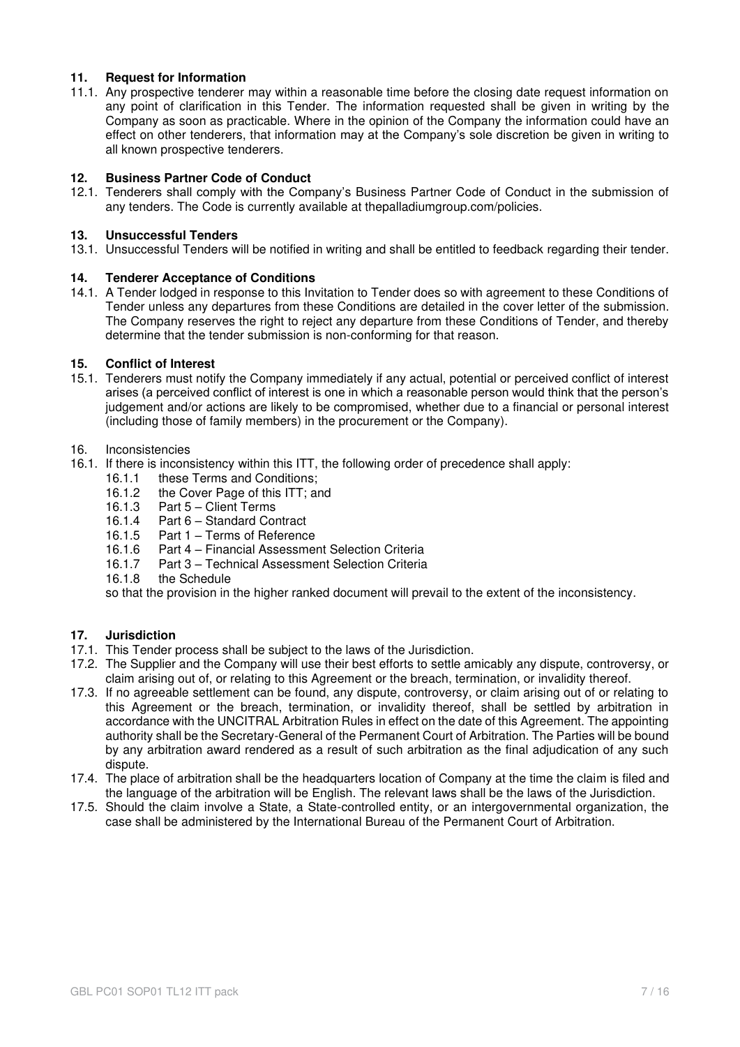## 11. Request for Information

11.1. Any prospective tenderer may within a reasonable time before the closing date request information on any point of clarification in this Tender. The information requested shall be given in writing by the Company as soon as practicable. Where in the opinion of the Company the information could have an effect on other tenderers, that information may at the Company's sole discretion be given in writing to all known prospective tenderers.

## 12. Business Partner Code of Conduct

12.1. Tenderers shall comply with the Company's Business Partner Code of Conduct in the submission of any tenders. The Code is currently available at thepalladiumgroup.com/policies.

## 13. Unsuccessful Tenders

13.1. Unsuccessful Tenders will be notified in writing and shall be entitled to feedback regarding their tender.

## 14. Tenderer Acceptance of Conditions

14.1. A Tender lodged in response to this Invitation to Tender does so with agreement to these Conditions of Tender unless any departures from these Conditions are detailed in the cover letter of the submission. The Company reserves the right to reject any departure from these Conditions of Tender, and thereby determine that the tender submission is non-conforming for that reason.

## 15. Conflict of Interest

15.1. Tenderers must notify the Company immediately if any actual, potential or perceived conflict of interest arises (a perceived conflict of interest is one in which a reasonable person would think that the person's judgement and/or actions are likely to be compromised, whether due to a financial or personal interest (including those of family members) in the procurement or the Company).

16. Inconsistencies

16.1. If there is inconsistency within this ITT, the following order of precedence shall apply:

- 16.1.1 these Terms and Conditions;
- 16.1.2 the Cover Page of this ITT; and
- 16.1.3 Part 5 – Client Terms
- 16.1.4 Part 6 – Standard Contract
- 16.1.5 Part 1 – Terms of Reference
- 16.1.6 Part 4 – Financial Assessment Selection Criteria
- 16.1.7 Part 3 – Technical Assessment Selection Criteria
- 16.1.8 the Schedule

so that the provision in the higher ranked document will prevail to the extent of the inconsistency.

## 17. Jurisdiction

17.1. This Tender process shall be subject to the laws of the Jurisdiction.

17.2. The Supplier and the Company will use their best efforts to settle amicably any dispute, controversy, or claim arising out of, or relating to this Agreement or the breach, termination, or invalidity thereof.

17.3. If no agreeable settlement can be found, any dispute, controversy, or claim arising out of or relating to this Agreement or the breach, termination, or invalidity thereof, shall be settled by arbitration in accordance with the UNCITRAL Arbitration Rules in effect on the date of this Agreement. The appointing authority shall be the Secretary-General of the Permanent Court of Arbitration. The Parties will be bound by any arbitration award rendered as a result of such arbitration as the final adjudication of any such dispute.

17.4. The place of arbitration shall be the headquarters location of Company at the time the claim is filed and the language of the arbitration will be English. The relevant laws shall be the laws of the Jurisdiction.

17.5. Should the claim involve a State, a State-controlled entity, or an intergovernmental organization, the case shall be administered by the International Bureau of the Permanent Court of Arbitration.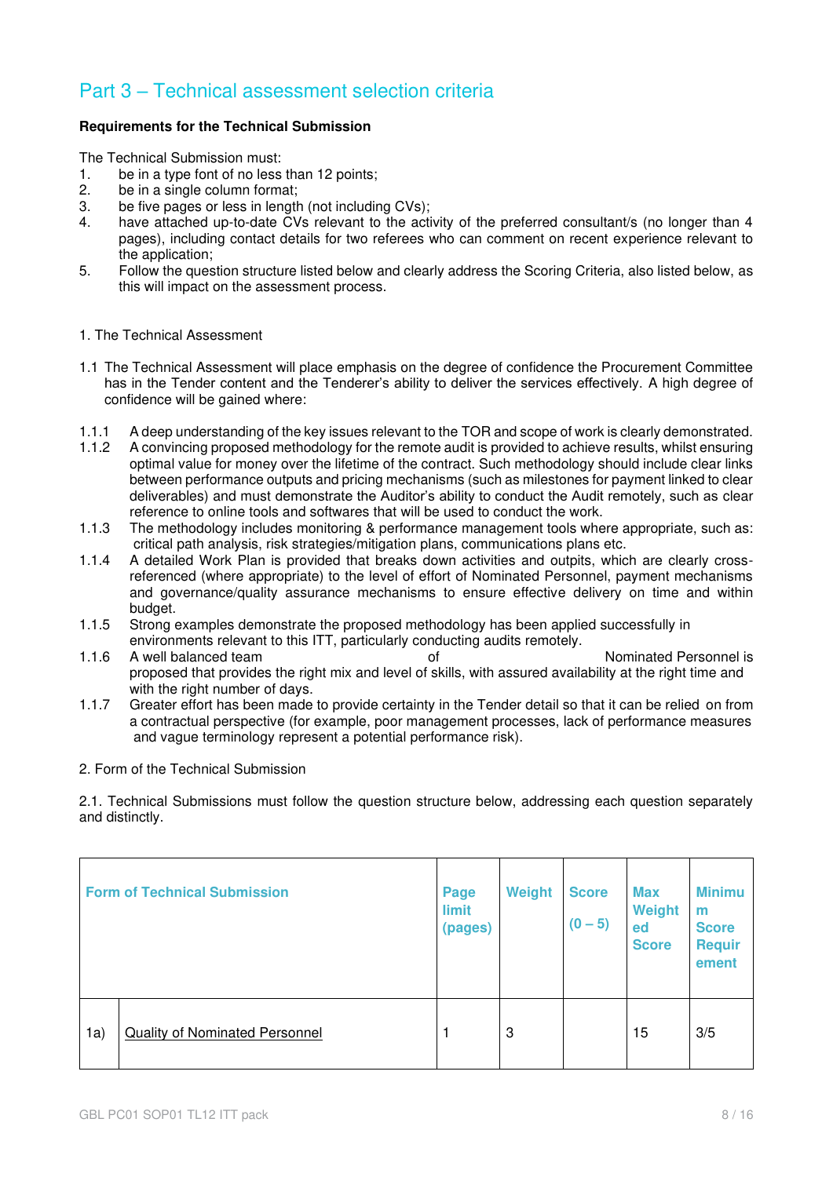## Part 3 – Technical assessment selection criteria

**Requirements for the Technical Submission**

The Technical Submission must:

1. be in a type font of no less than 12 points;
2. be in a single column format;
3. be five pages or less in length (not including CVs);
4. have attached up-to-date CVs relevant to the activity of the preferred consultant/s (no longer than 4 pages), including contact details for two referees who can comment on recent experience relevant to the application;
5. Follow the question structure listed below and clearly address the Scoring Criteria, also listed below, as this will impact on the assessment process.

1. The Technical Assessment

1.1 The Technical Assessment will place emphasis on the degree of confidence the Procurement Committee has in the Tender content and the Tenderer's ability to deliver the services effectively. A high degree of confidence will be gained where:

1.1.1 A deep understanding of the key issues relevant to the TOR and scope of work is clearly demonstrated.

1.1.2 A convincing proposed methodology for the remote audit is provided to achieve results, whilst ensuring optimal value for money over the lifetime of the contract. Such methodology should include clear links between performance outputs and pricing mechanisms (such as milestones for payment linked to clear deliverables) and must demonstrate the Auditor's ability to conduct the Audit remotely, such as clear reference to online tools and softwares that will be used to conduct the work.

1.1.3 The methodology includes monitoring & performance management tools where appropriate, such as: critical path analysis, risk strategies/mitigation plans, communications plans etc.

1.1.4 A detailed Work Plan is provided that breaks down activities and outputs, which are clearly cross-referenced (where appropriate) to the level of effort of Nominated Personnel, payment mechanisms and governance/quality assurance mechanisms to ensure effective delivery on time and within budget.

1.1.5 Strong examples demonstrate the proposed methodology has been applied successfully in environments relevant to this ITT, particularly conducting audits remotely.

1.1.6 A well balanced team of Nominated Personnel is proposed that provides the right mix and level of skills, with assured availability at the right time and with the right number of days.

1.1.7 Greater effort has been made to provide certainty in the Tender detail so that it can be relied on from a contractual perspective (for example, poor management processes, lack of performance measures and vague terminology represent a potential performance risk).

2. Form of the Technical Submission

2.1. Technical Submissions must follow the question structure below, addressing each question separately and distinctly.

| Form of Technical Submission | | Page limit (pages) | Weight | Score (0 – 5) | Max Weighted Score | Minimum Score Requirement |
|---|---|---|---|---|---|---|
| 1a) | Quality of Nominated Personnel | 1 | 3 | | 15 | 3/5 |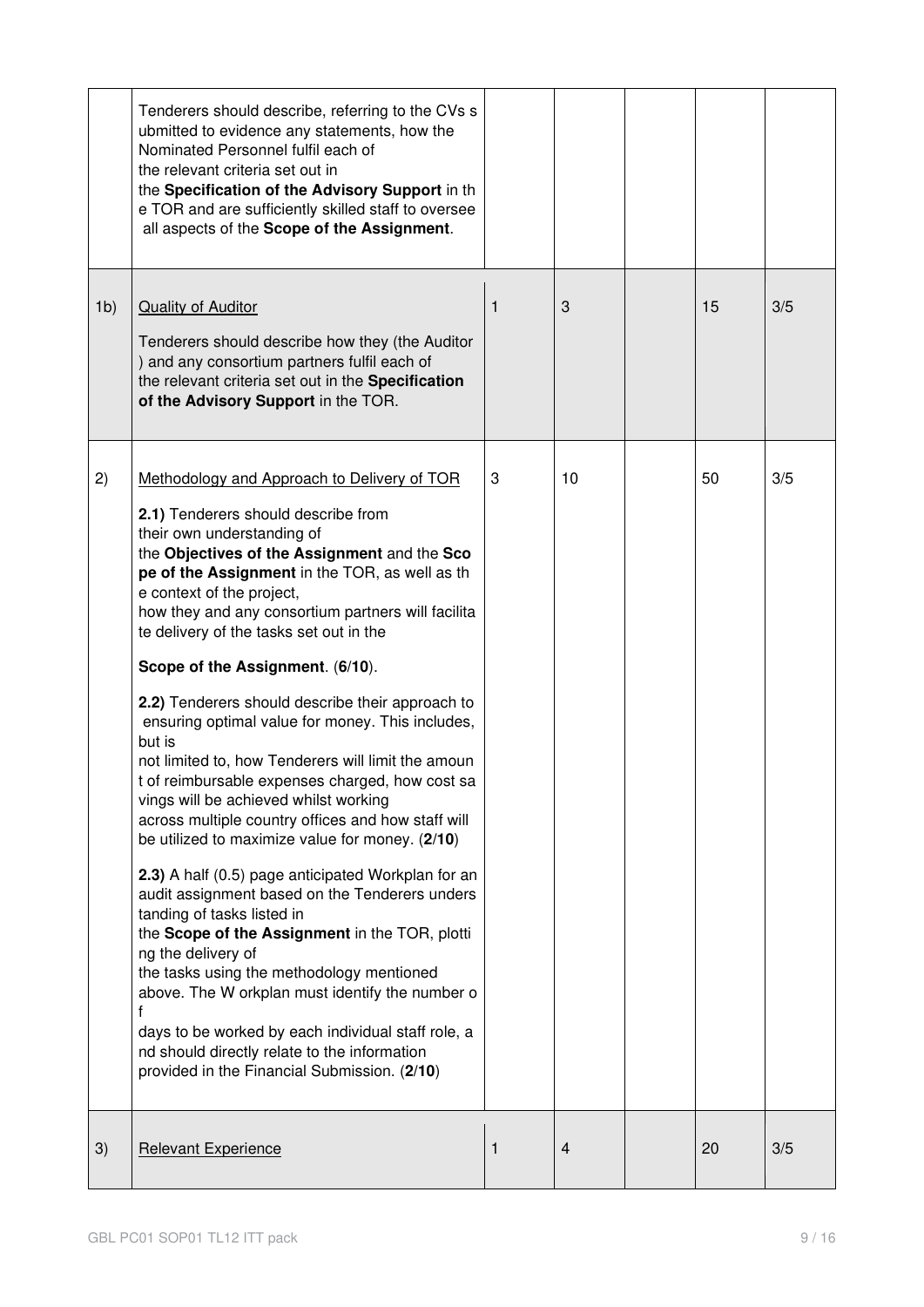| | | | | | | |
|---|---|---|---|---|---|---|
| | Tenderers should describe, referring to the CVs submitted to evidence any statements, how the Nominated Personnel fulfil each of the relevant criteria set out in the **Specification of the Advisory Support** in the TOR and are sufficiently skilled staff to oversee all aspects of the **Scope of the Assignment**. | | | | | |
| 1b) | Quality of Auditor<br><br>Tenderers should describe how they (the Auditor) and any consortium partners fulfil each of the relevant criteria set out in the **Specification of the Advisory Support** in the TOR. | 1 | 3 | | 15 | 3/5 |
| 2) | Methodology and Approach to Delivery of TOR<br><br>**2.1)** Tenderers should describe from their own understanding of the **Objectives of the Assignment** and the **Scope of the Assignment** in the TOR, as well as the context of the project, how they and any consortium partners will facilitate delivery of the tasks set out in the<br><br>**Scope of the Assignment**. (**6**/**10**).<br><br>**2.2)** Tenderers should describe their approach to ensuring optimal value for money. This includes, but is not limited to, how Tenderers will limit the amount of reimbursable expenses charged, how cost savings will be achieved whilst working across multiple country offices and how staff will be utilized to maximize value for money. (**2**/**10**)<br><br>**2.3)** A half (0.5) page anticipated Workplan for an audit assignment based on the Tenderers understanding of tasks listed in the **Scope of the Assignment** in the TOR, plotting the delivery of the tasks using the methodology mentioned above. The Workplan must identify the number of days to be worked by each individual staff role, and should directly relate to the information provided in the Financial Submission. (**2**/**10**) | 3 | 10 | | 50 | 3/5 |
| 3) | Relevant Experience | 1 | 4 | | 20 | 3/5 |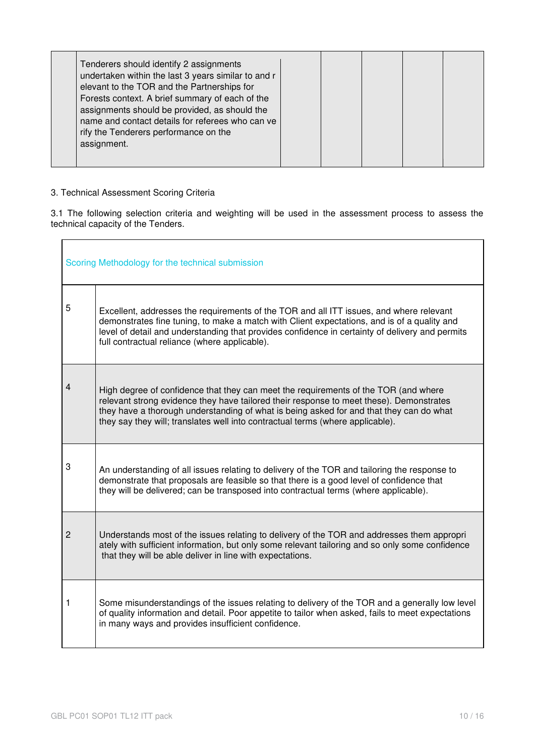| | | | | | |
|---|---|---|---|---|---|
| | Tenderers should identify 2 assignments undertaken within the last 3 years similar to and relevant to the TOR and the Partnerships for Forests context. A brief summary of each of the assignments should be provided, as should the name and contact details for referees who can verify the Tenderers performance on the assignment. | | | | |

3. Technical Assessment Scoring Criteria

3.1 The following selection criteria and weighting will be used in the assessment process to assess the technical capacity of the Tenders.

| Scoring Methodology for the technical submission | |
|---|---|
| 5 | Excellent, addresses the requirements of the TOR and all ITT issues, and where relevant demonstrates fine tuning, to make a match with Client expectations, and is of a quality and level of detail and understanding that provides confidence in certainty of delivery and permits full contractual reliance (where applicable). |
| 4 | High degree of confidence that they can meet the requirements of the TOR (and where relevant strong evidence they have tailored their response to meet these). Demonstrates they have a thorough understanding of what is being asked for and that they can do what they say they will; translates well into contractual terms (where applicable). |
| 3 | An understanding of all issues relating to delivery of the TOR and tailoring the response to demonstrate that proposals are feasible so that there is a good level of confidence that they will be delivered; can be transposed into contractual terms (where applicable). |
| 2 | Understands most of the issues relating to delivery of the TOR and addresses them appropriately with sufficient information, but only some relevant tailoring and so only some confidence that they will be able deliver in line with expectations. |
| 1 | Some misunderstandings of the issues relating to delivery of the TOR and a generally low level of quality information and detail. Poor appetite to tailor when asked, fails to meet expectations in many ways and provides insufficient confidence. |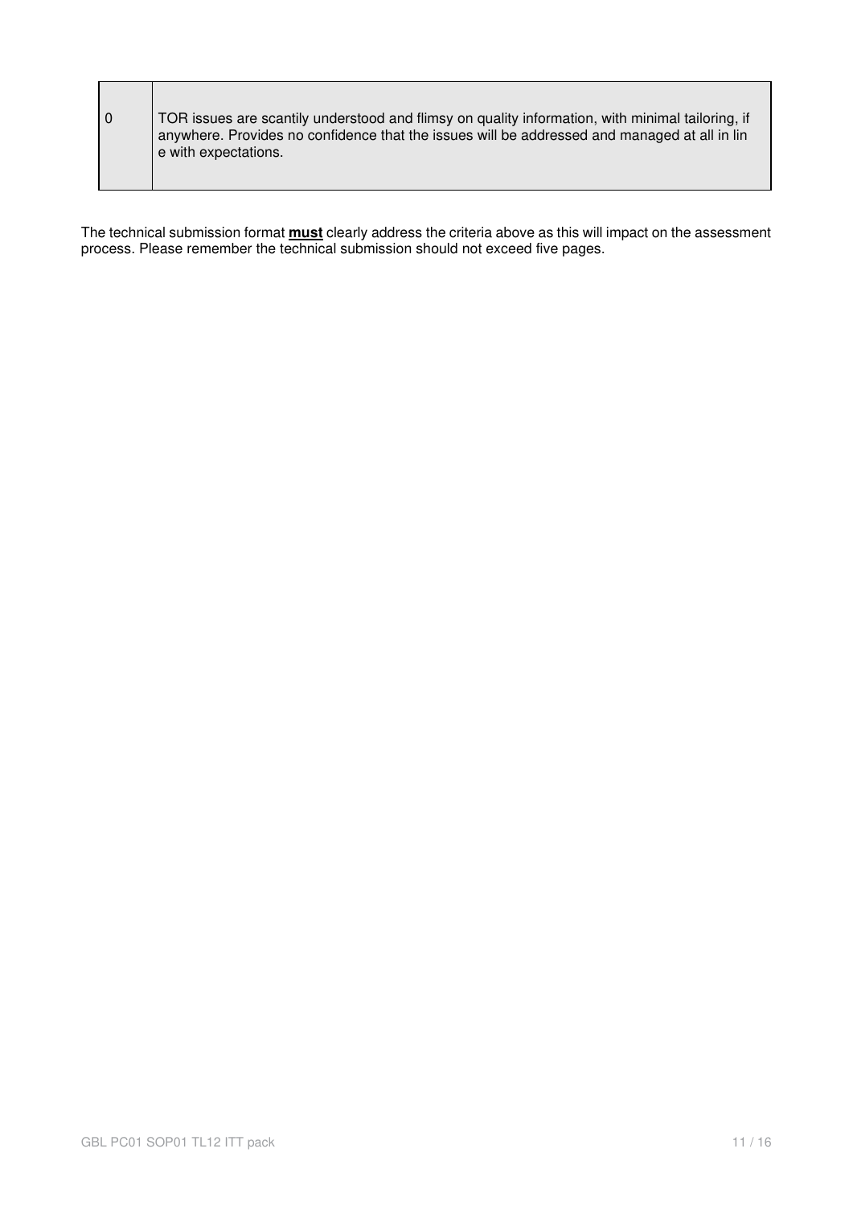| | |
|---|---|
| 0 | TOR issues are scantily understood and flimsy on quality information, with minimal tailoring, if anywhere. Provides no confidence that the issues will be addressed and managed at all in lin e with expectations. |

The technical submission format **must** clearly address the criteria above as this will impact on the assessment process. Please remember the technical submission should not exceed five pages.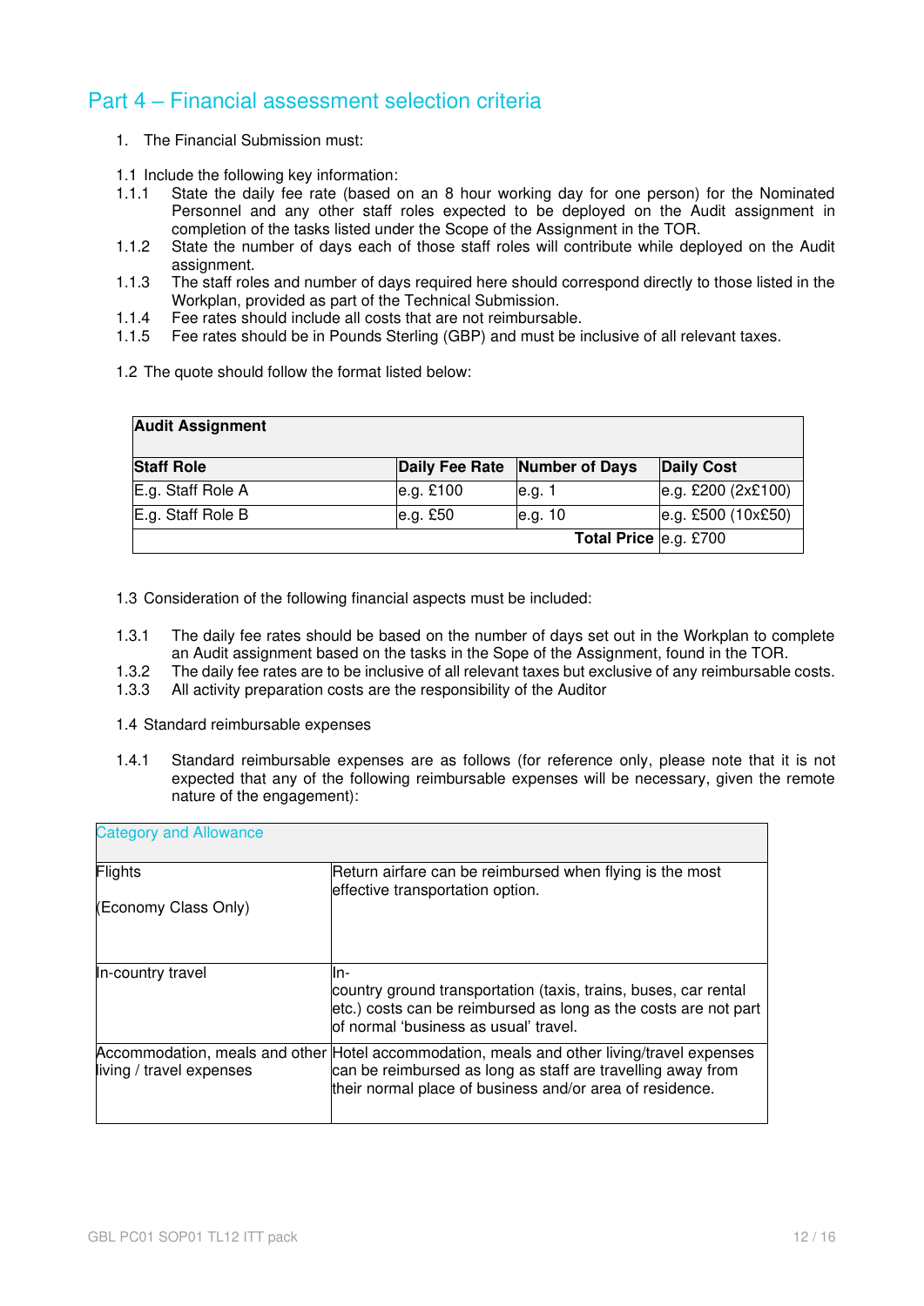## Part 4 – Financial assessment selection criteria

1. The Financial Submission must:

1.1 Include the following key information:

1.1.1 State the daily fee rate (based on an 8 hour working day for one person) for the Nominated Personnel and any other staff roles expected to be deployed on the Audit assignment in completion of the tasks listed under the Scope of the Assignment in the TOR.

1.1.2 State the number of days each of those staff roles will contribute while deployed on the Audit assignment.

1.1.3 The staff roles and number of days required here should correspond directly to those listed in the Workplan, provided as part of the Technical Submission.

1.1.4 Fee rates should include all costs that are not reimbursable.

1.1.5 Fee rates should be in Pounds Sterling (GBP) and must be inclusive of all relevant taxes.

1.2 The quote should follow the format listed below:

| **Audit Assignment** | | | |
|---|---|---|---|
| **Staff Role** | **Daily Fee Rate** | **Number of Days** | **Daily Cost** |
| E.g. Staff Role A | e.g. £100 | e.g. 1 | e.g. £200 (2x£100) |
| E.g. Staff Role B | e.g. £50 | e.g. 10 | e.g. £500 (10x£50) |
| | | **Total Price** | e.g. £700 |

1.3 Consideration of the following financial aspects must be included:

1.3.1 The daily fee rates should be based on the number of days set out in the Workplan to complete an Audit assignment based on the tasks in the Sope of the Assignment, found in the TOR.

1.3.2 The daily fee rates are to be inclusive of all relevant taxes but exclusive of any reimbursable costs.

1.3.3 All activity preparation costs are the responsibility of the Auditor

1.4 Standard reimbursable expenses

1.4.1 Standard reimbursable expenses are as follows (for reference only, please note that it is not expected that any of the following reimbursable expenses will be necessary, given the remote nature of the engagement):

| Category and Allowance | |
|---|---|
| Flights<br><br>(Economy Class Only) | Return airfare can be reimbursed when flying is the most effective transportation option. |
| In-country travel | In-country ground transportation (taxis, trains, buses, car rental etc.) costs can be reimbursed as long as the costs are not part of normal 'business as usual' travel. |
| Accommodation, meals and other living / travel expenses | Hotel accommodation, meals and other living/travel expenses can be reimbursed as long as staff are travelling away from their normal place of business and/or area of residence. |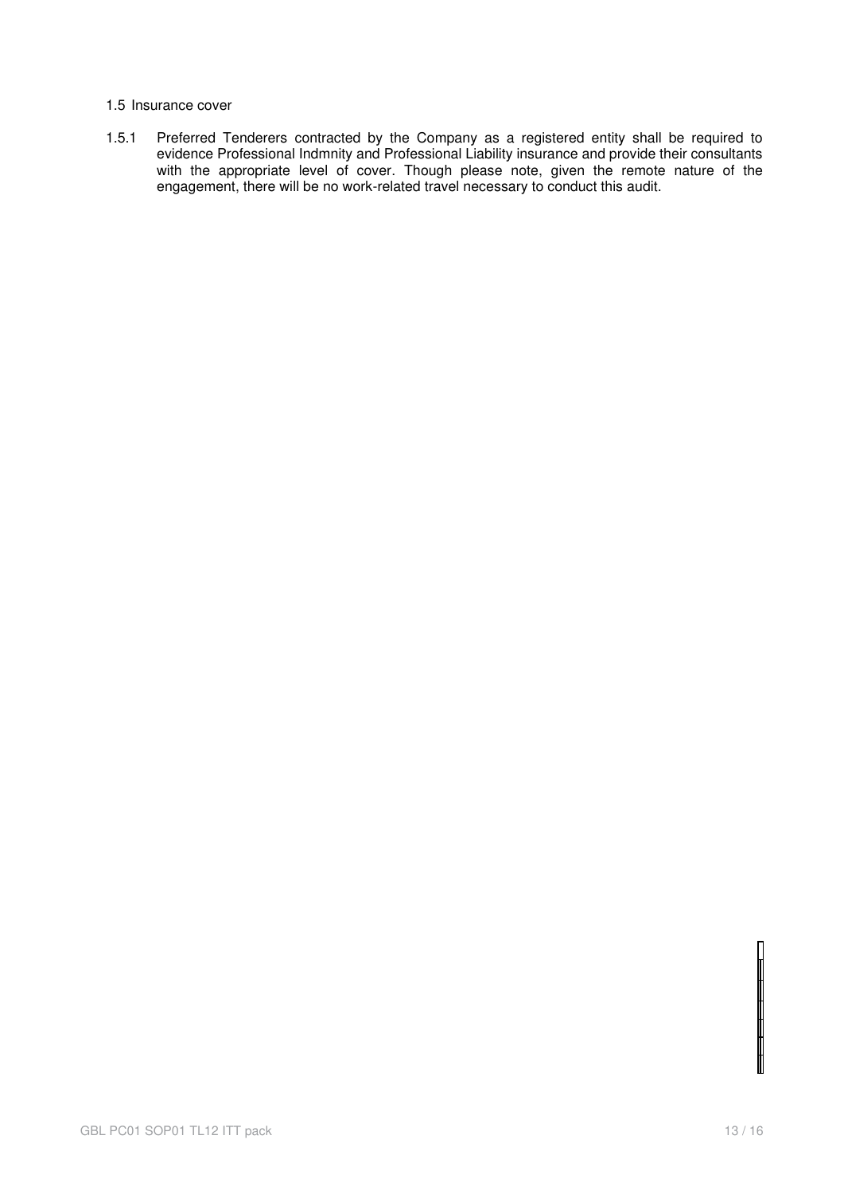### 1.5 Insurance cover

1.5.1 Preferred Tenderers contracted by the Company as a registered entity shall be required to evidence Professional Indmnity and Professional Liability insurance and provide their consultants with the appropriate level of cover. Though please note, given the remote nature of the engagement, there will be no work-related travel necessary to conduct this audit.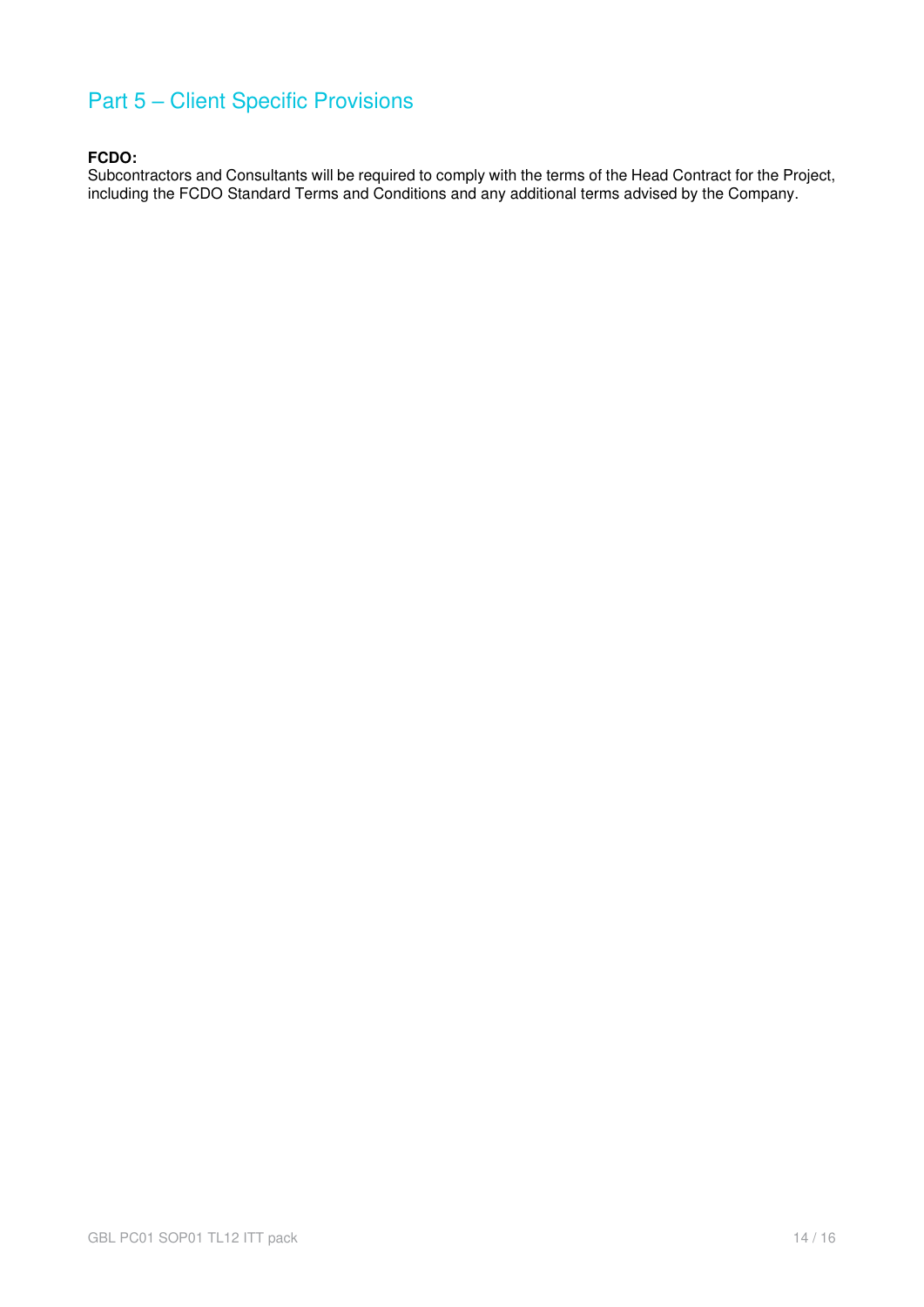# Part 5 – Client Specific Provisions

**FCDO:**
Subcontractors and Consultants will be required to comply with the terms of the Head Contract for the Project, including the FCDO Standard Terms and Conditions and any additional terms advised by the Company.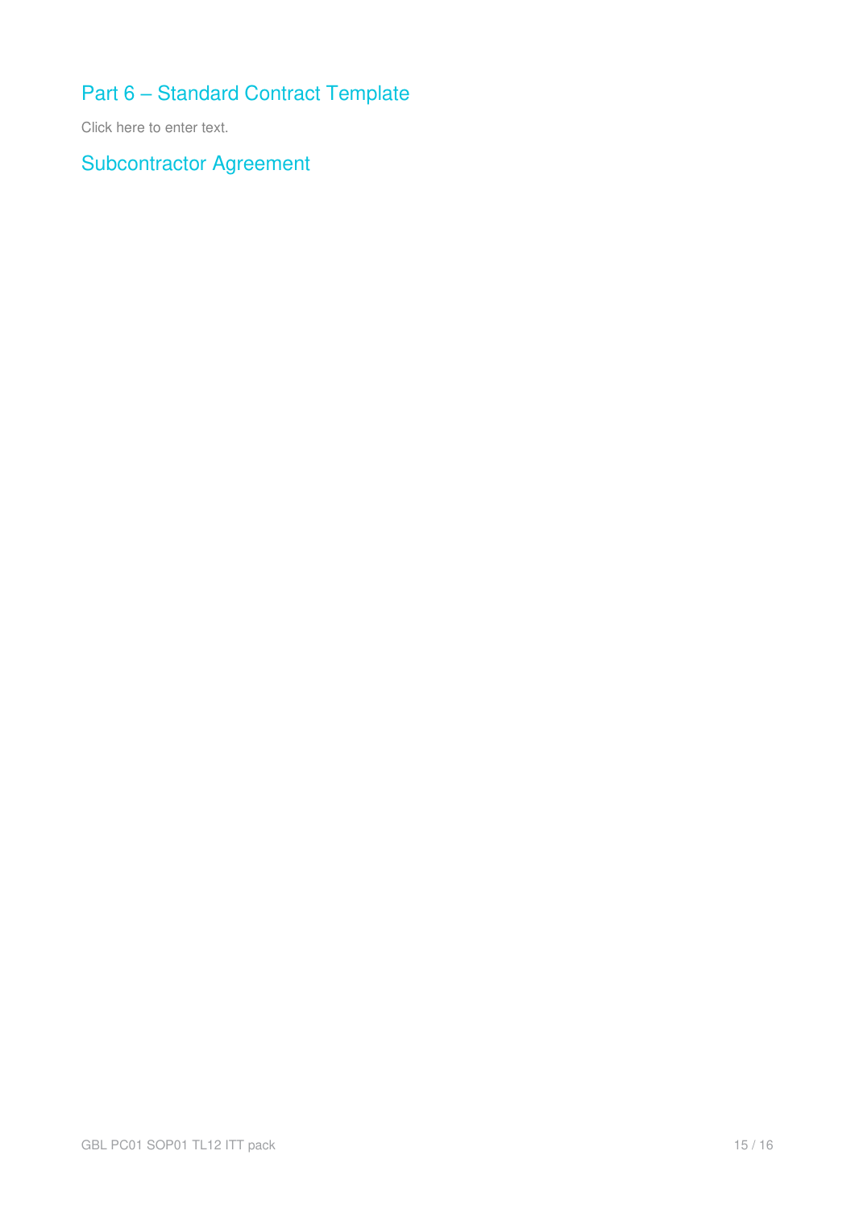## Part 6 – Standard Contract Template

Click here to enter text.

## Subcontractor Agreement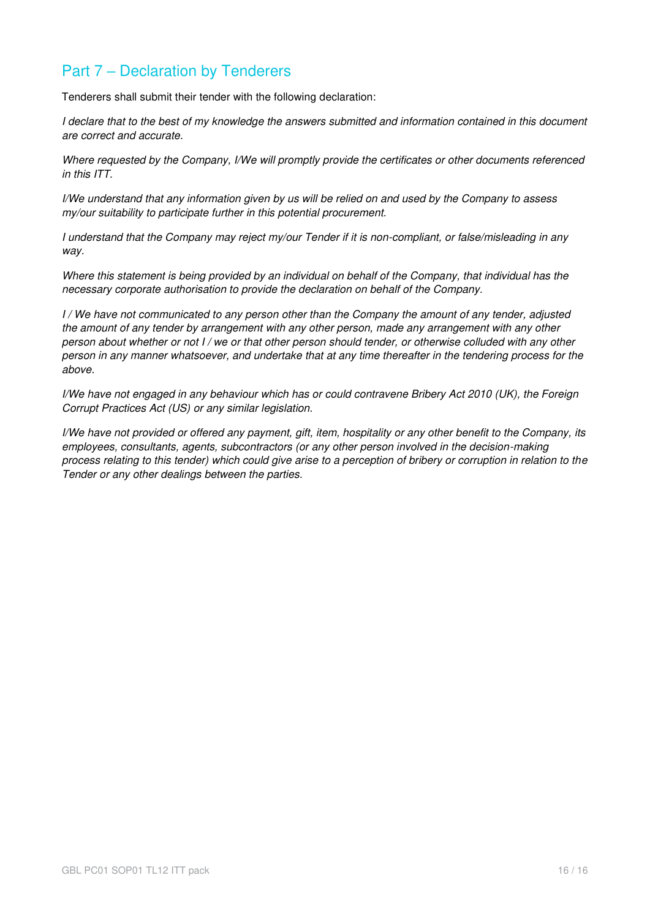## Part 7 – Declaration by Tenderers

Tenderers shall submit their tender with the following declaration:

*I declare that to the best of my knowledge the answers submitted and information contained in this document are correct and accurate.*

*Where requested by the Company, I/We will promptly provide the certificates or other documents referenced in this ITT.*

*I/We understand that any information given by us will be relied on and used by the Company to assess my/our suitability to participate further in this potential procurement.*

*I understand that the Company may reject my/our Tender if it is non-compliant, or false/misleading in any way.*

*Where this statement is being provided by an individual on behalf of the Company, that individual has the necessary corporate authorisation to provide the declaration on behalf of the Company.*

*I / We have not communicated to any person other than the Company the amount of any tender, adjusted the amount of any tender by arrangement with any other person, made any arrangement with any other person about whether or not I / we or that other person should tender, or otherwise colluded with any other person in any manner whatsoever, and undertake that at any time thereafter in the tendering process for the above.*

*I/We have not engaged in any behaviour which has or could contravene Bribery Act 2010 (UK), the Foreign Corrupt Practices Act (US) or any similar legislation.*

*I/We have not provided or offered any payment, gift, item, hospitality or any other benefit to the Company, its employees, consultants, agents, subcontractors (or any other person involved in the decision-making process relating to this tender) which could give arise to a perception of bribery or corruption in relation to the Tender or any other dealings between the parties.*